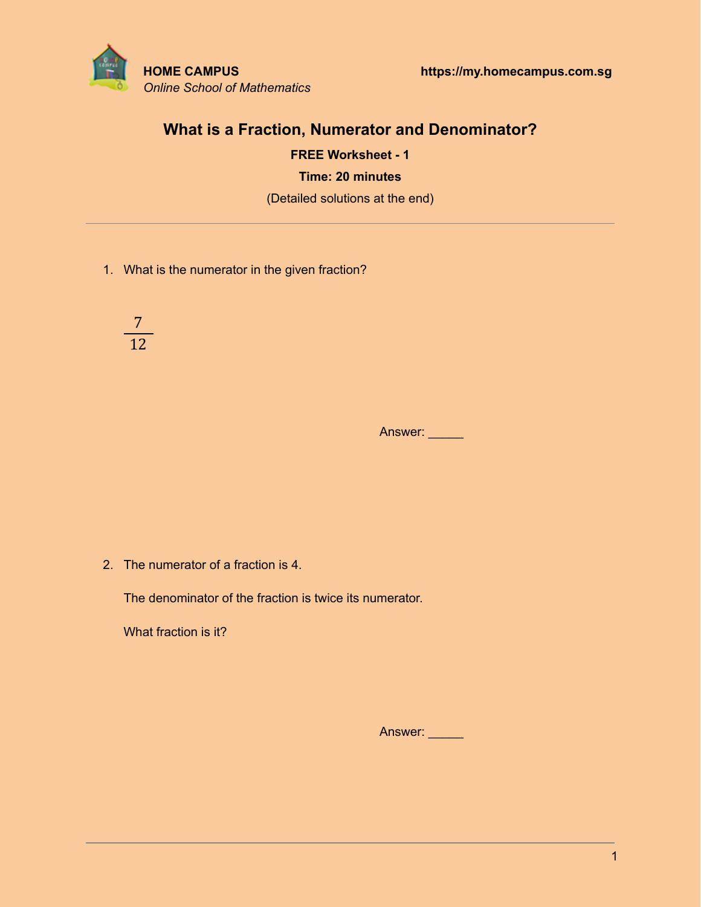**HOME CAMPUS** **https://my.homecampus.com.sg**

*Online School of Mathematics*

# What is a Fraction, Numerator and Denominator?

**FREE Worksheet - 1**

**Time: 20 minutes**

(Detailed solutions at the end)

---

1. What is the numerator in the given fraction?

$$\frac{7}{12}$$

Answer: _____

2. The numerator of a fraction is 4.

   The denominator of the fraction is twice its numerator.

   What fraction is it?

Answer: _____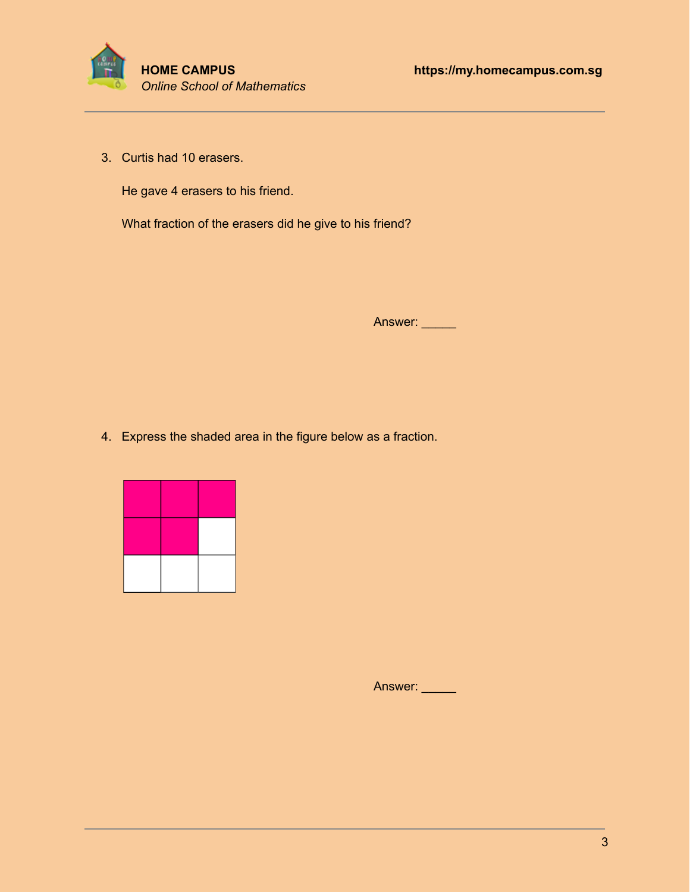3. Curtis had 10 erasers.

   He gave 4 erasers to his friend.

   What fraction of the erasers did he give to his friend?

   Answer: _____

4. Express the shaded area in the figure below as a fraction.

   Answer: _____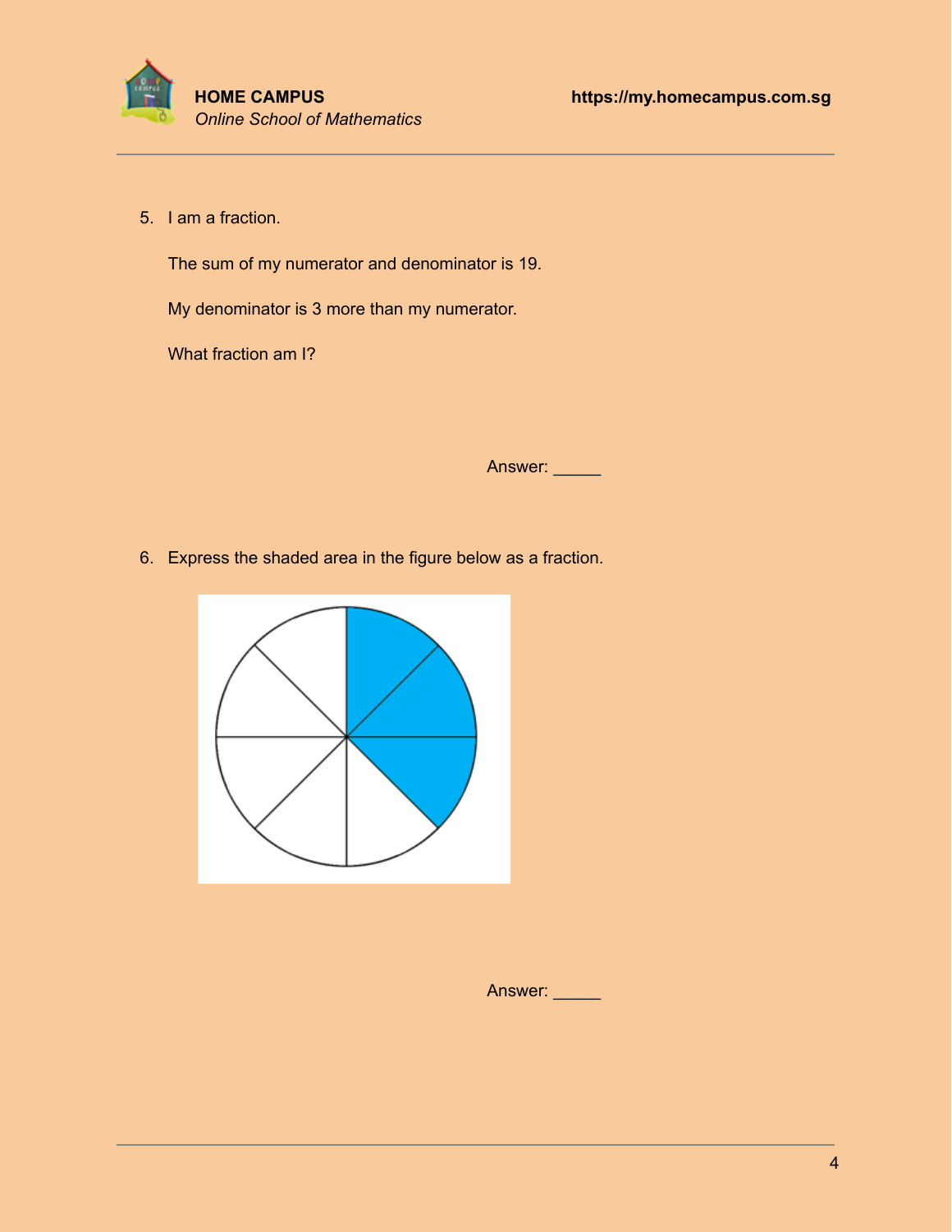5. I am a fraction.

   The sum of my numerator and denominator is 19.

   My denominator is 3 more than my numerator.

   What fraction am I?

Answer: _____

6. Express the shaded area in the figure below as a fraction.

Answer: _____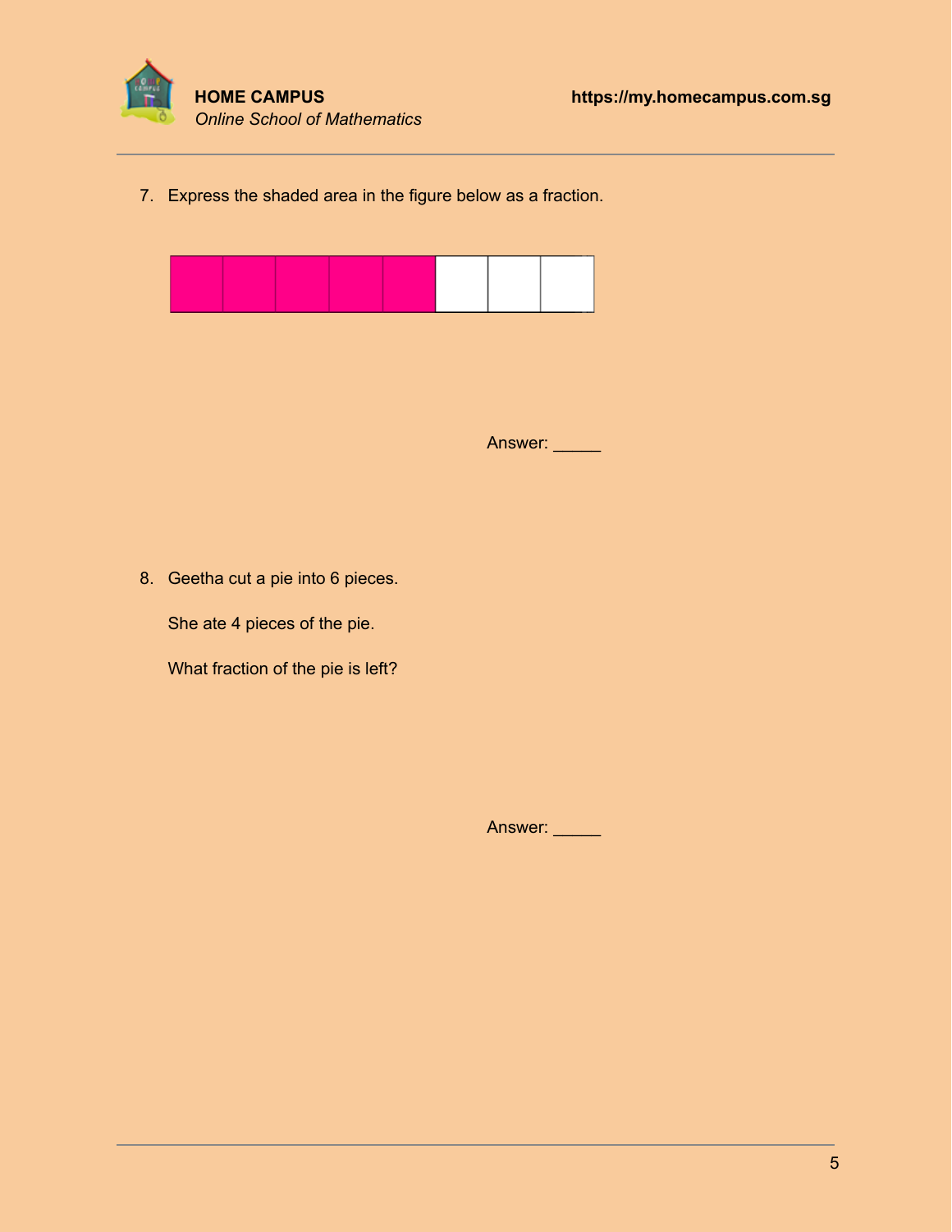7. Express the shaded area in the figure below as a fraction.

Answer: _____

8. Geetha cut a pie into 6 pieces.

   She ate 4 pieces of the pie.

   What fraction of the pie is left?

Answer: _____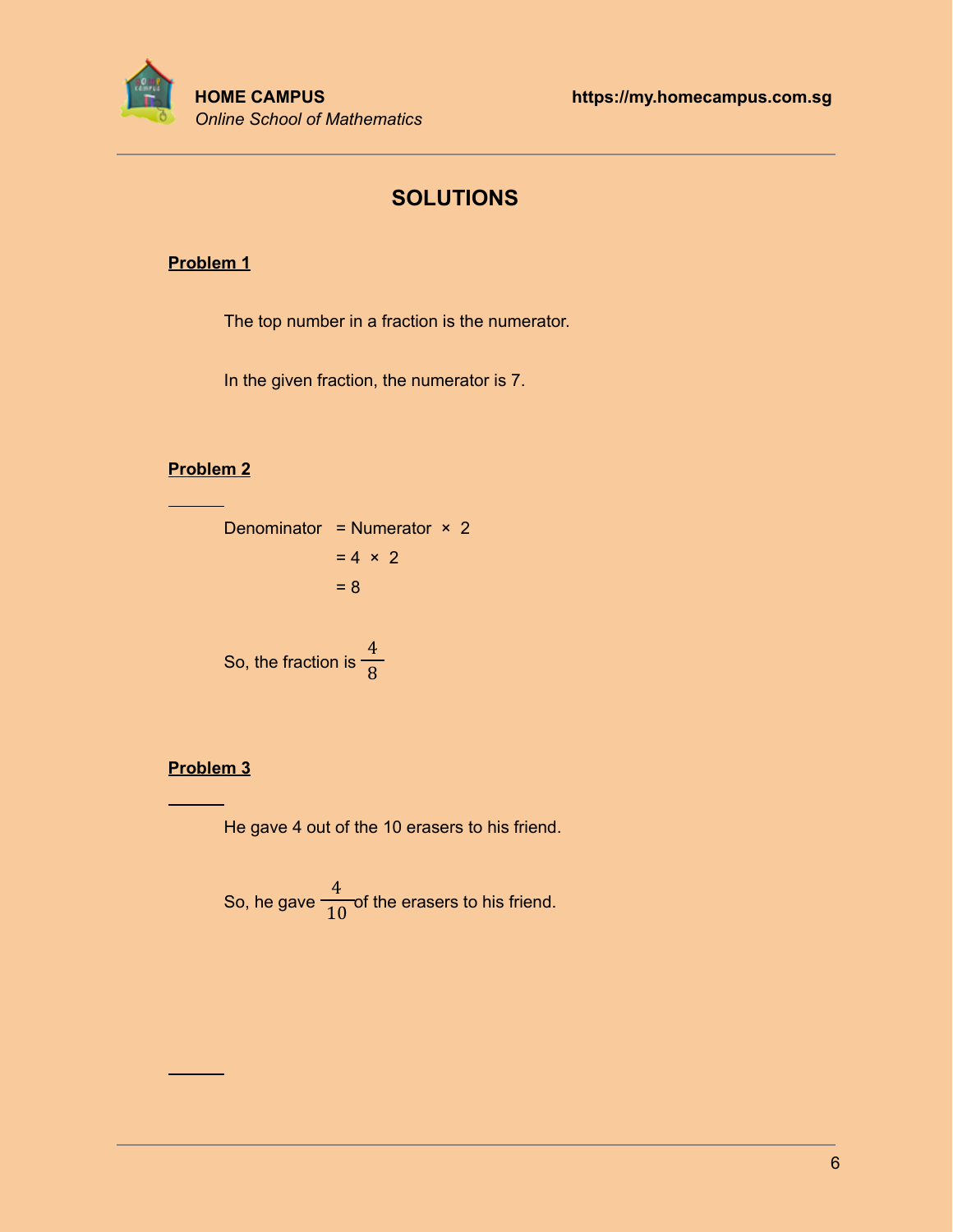# SOLUTIONS

**Problem 1**

The top number in a fraction is the numerator.

In the given fraction, the numerator is 7.

**Problem 2**

$$\begin{aligned} \text{Denominator} &= \text{Numerator} \times 2 \\ &= 4 \times 2 \\ &= 8 \end{aligned}$$

So, the fraction is $\frac{4}{8}$

**Problem 3**

He gave 4 out of the 10 erasers to his friend.

So, he gave $\frac{4}{10}$ of the erasers to his friend.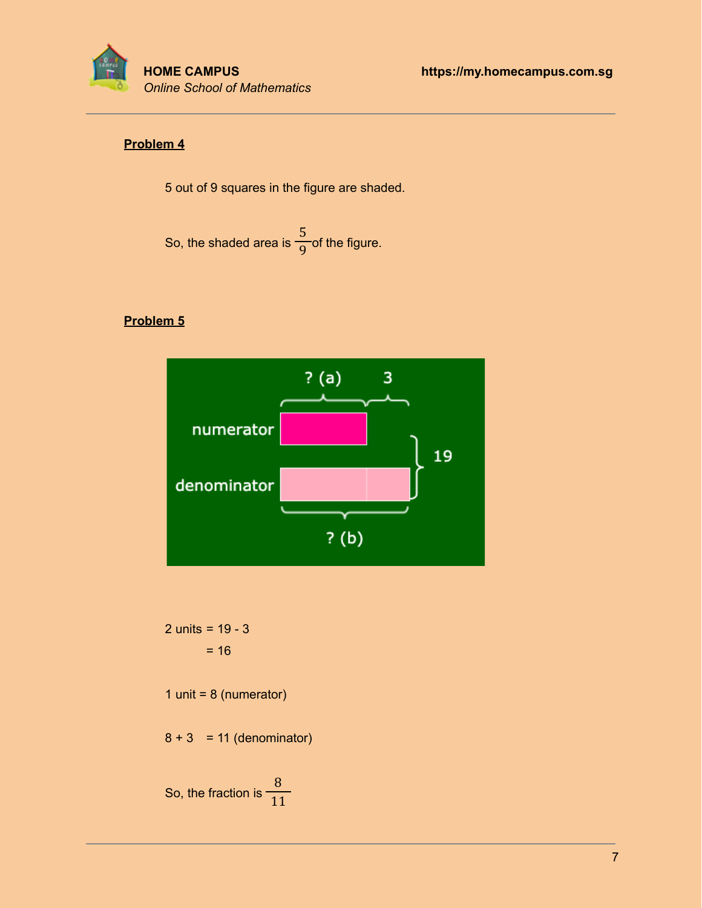**Problem 4**

5 out of 9 squares in the figure are shaded.

So, the shaded area is $\frac{5}{9}$ of the figure.

**Problem 5**

2 units = 19 - 3

= 16

1 unit = 8 (numerator)

8 + 3 = 11 (denominator)

So, the fraction is $\frac{8}{11}$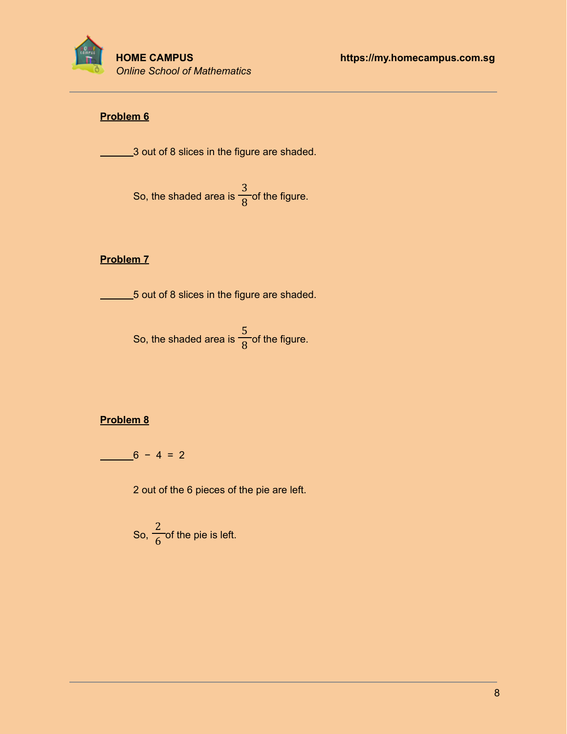**Problem 6**

______3 out of 8 slices in the figure are shaded.

So, the shaded area is $\frac{3}{8}$ of the figure.

**Problem 7**

______5 out of 8 slices in the figure are shaded.

So, the shaded area is $\frac{5}{8}$ of the figure.

**Problem 8**

______$6 - 4 = 2$

2 out of the 6 pieces of the pie are left.

So, $\frac{2}{6}$ of the pie is left.